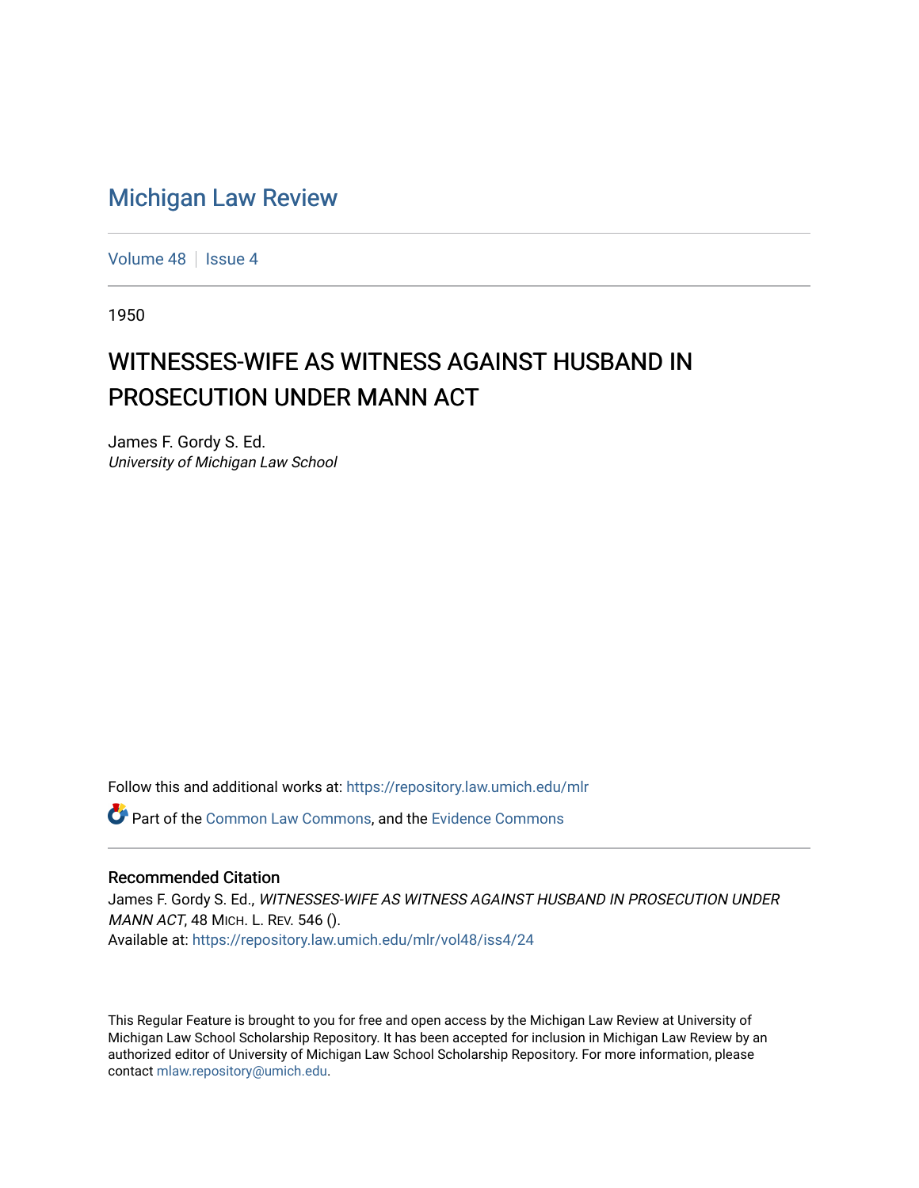# Michigan Law Review

Volume 48 | Issue 4

1950

## WITNESSES-WIFE AS WITNESS AGAINST HUSBAND IN PROSECUTION UNDER MANN ACT

James F. Gordy S. Ed.
*University of Michigan Law School*

Follow this and additional works at: https://repository.law.umich.edu/mlr

Part of the Common Law Commons, and the Evidence Commons

### Recommended Citation

James F. Gordy S. Ed., *WITNESSES-WIFE AS WITNESS AGAINST HUSBAND IN PROSECUTION UNDER MANN ACT*, 48 MICH. L. REV. 546 ().
Available at: https://repository.law.umich.edu/mlr/vol48/iss4/24

This Regular Feature is brought to you for free and open access by the Michigan Law Review at University of Michigan Law School Scholarship Repository. It has been accepted for inclusion in Michigan Law Review by an authorized editor of University of Michigan Law School Scholarship Repository. For more information, please contact mlaw.repository@umich.edu.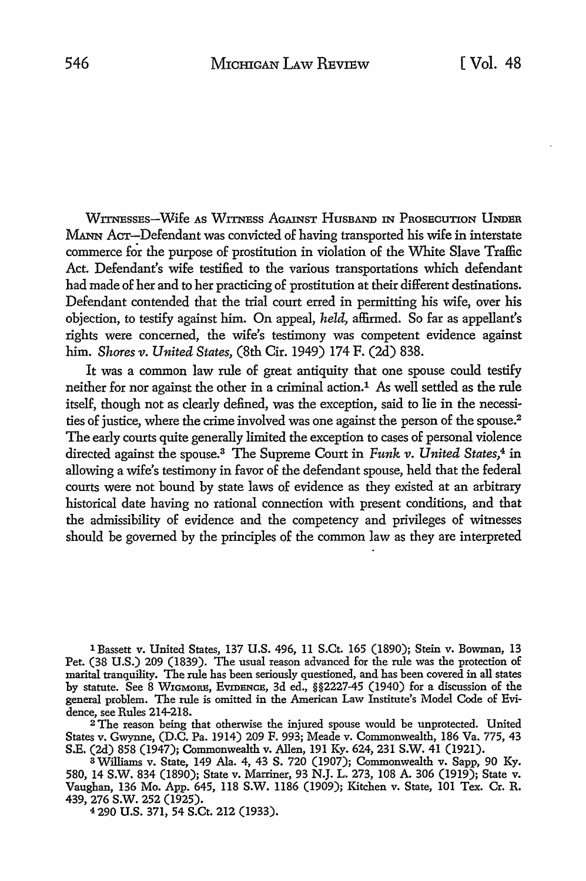WITNESSES—*Wife as Witness Against Husband in Prosecution Under Mann Act*—Defendant was convicted of having transported his wife in interstate commerce for the purpose of prostitution in violation of the White Slave Traffic Act. Defendant's wife testified to the various transportations which defendant had made of her and to her practicing of prostitution at their different destinations. Defendant contended that the trial court erred in permitting his wife, over his objection, to testify against him. On appeal, *held,* affirmed. So far as appellant's rights were concerned, the wife's testimony was competent evidence against him. *Shores v. United States,* (8th Cir. 1949) 174 F. (2d) 838.

It was a common law rule of great antiquity that one spouse could testify neither for nor against the other in a criminal action.[1] As well settled as the rule itself, though not as clearly defined, was the exception, said to lie in the necessities of justice, where the crime involved was one against the person of the spouse.[2] The early courts quite generally limited the exception to cases of personal violence directed against the spouse.[3] The Supreme Court in *Funk v. United States,*[4] in allowing a wife's testimony in favor of the defendant spouse, held that the federal courts were not bound by state laws of evidence as they existed at an arbitrary historical date having no rational connection with present conditions, and that the admissibility of evidence and the competency and privileges of witnesses should be governed by the principles of the common law as they are interpreted

---

[1] Bassett v. United States, 137 U.S. 496, 11 S.Ct. 165 (1890); Stein v. Bowman, 13 Pet. (38 U.S.) 209 (1839). The usual reason advanced for the rule was the protection of marital tranquility. The rule has been seriously questioned, and has been covered in all states by statute. See 8 WIGMORE, EVIDENCE, 3d ed., §§2227-45 (1940) for a discussion of the general problem. The rule is omitted in the American Law Institute's Model Code of Evidence, see Rules 214-218.

[2] The reason being that otherwise the injured spouse would be unprotected. United States v. Gwynne, (D.C. Pa. 1914) 209 F. 993; Meade v. Commonwealth, 186 Va. 775, 43 S.E. (2d) 858 (1947); Commonwealth v. Allen, 191 Ky. 624, 231 S.W. 41 (1921).

[3] Williams v. State, 149 Ala. 4, 43 S. 720 (1907); Commonwealth v. Sapp, 90 Ky. 580, 14 S.W. 834 (1890); State v. Marriner, 93 N.J. L. 273, 108 A. 306 (1919); State v. Vaughan, 136 Mo. App. 645, 118 S.W. 1186 (1909); Kitchen v. State, 101 Tex. Cr. R. 439, 276 S.W. 252 (1925).

[4] 290 U.S. 371, 54 S.Ct. 212 (1933).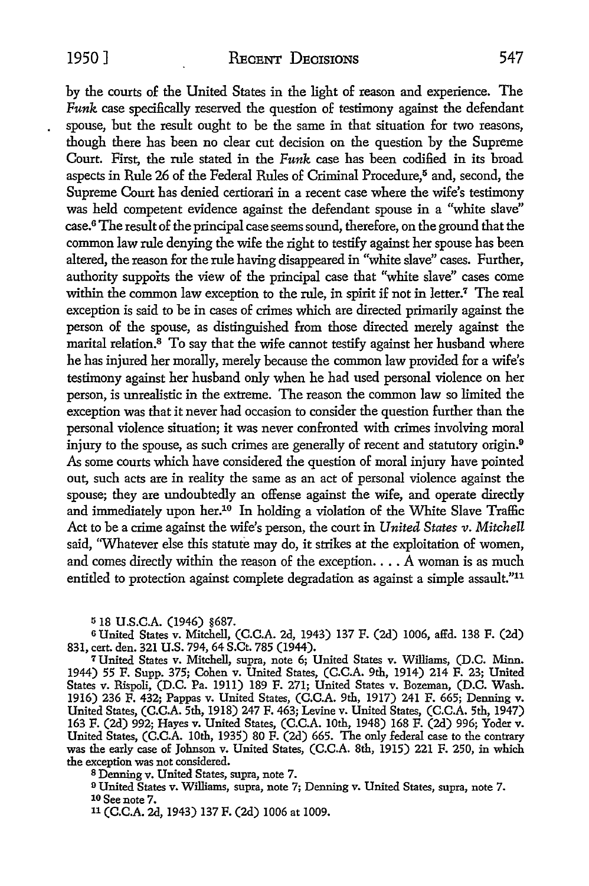by the courts of the United States in the light of reason and experience. The *Funk* case specifically reserved the question of testimony against the defendant spouse, but the result ought to be the same in that situation for two reasons, though there has been no clear cut decision on the question by the Supreme Court. First, the rule stated in the *Funk* case has been codified in its broad aspects in Rule 26 of the Federal Rules of Criminal Procedure,[5] and, second, the Supreme Court has denied certiorari in a recent case where the wife's testimony was held competent evidence against the defendant spouse in a "white slave" case.[6] The result of the principal case seems sound, therefore, on the ground that the common law rule denying the wife the right to testify against her spouse has been altered, the reason for the rule having disappeared in "white slave" cases. Further, authority supports the view of the principal case that "white slave" cases come within the common law exception to the rule, in spirit if not in letter.[7] The real exception is said to be in cases of crimes which are directed primarily against the person of the spouse, as distinguished from those directed merely against the marital relation.[8] To say that the wife cannot testify against her husband where he has injured her morally, merely because the common law provided for a wife's testimony against her husband only when he had used personal violence on her person, is unrealistic in the extreme. The reason the common law so limited the exception was that it never had occasion to consider the question further than the personal violence situation; it was never confronted with crimes involving moral injury to the spouse, as such crimes are generally of recent and statutory origin.[9] As some courts which have considered the question of moral injury have pointed out, such acts are in reality the same as an act of personal violence against the spouse; they are undoubtedly an offense against the wife, and operate directly and immediately upon her.[10] In holding a violation of the White Slave Traffic Act to be a crime against the wife's person, the court in *United States v. Mitchell* said, "Whatever else this statute may do, it strikes at the exploitation of women, and comes directly within the reason of the exception. . . . A woman is as much entitled to protection against complete degradation as against a simple assault."[11]

[5] 18 U.S.C.A. (1946) §687.

[6] United States v. Mitchell, (C.C.A. 2d, 1943) 137 F. (2d) 1006, affd. 138 F. (2d) 831, cert. den. 321 U.S. 794, 64 S.Ct. 785 (1944).

[7] United States v. Mitchell, supra, note 6; United States v. Williams, (D.C. Minn. 1944) 55 F. Supp. 375; Cohen v. United States, (C.C.A. 9th, 1914) 214 F. 23; United States v. Rispoli, (D.C. Pa. 1911) 189 F. 271; United States v. Bozeman, (D.C. Wash. 1916) 236 F. 432; Pappas v. United States, (C.C.A. 9th, 1917) 241 F. 665; Denning v. United States, (C.C.A. 5th, 1918) 247 F. 463; Levine v. United States, (C.C.A. 5th, 1947) 163 F. (2d) 992; Hayes v. United States, (C.C.A. 10th, 1948) 168 F. (2d) 996; Yoder v. United States, (C.C.A. 10th, 1935) 80 F. (2d) 665. The only federal case to the contrary was the early case of Johnson v. United States, (C.C.A. 8th, 1915) 221 F. 250, in which the exception was not considered.

[8] Denning v. United States, supra, note 7.

[9] United States v. Williams, supra, note 7; Denning v. United States, supra, note 7.

[10] See note 7.

[11] (C.C.A. 2d, 1943) 137 F. (2d) 1006 at 1009.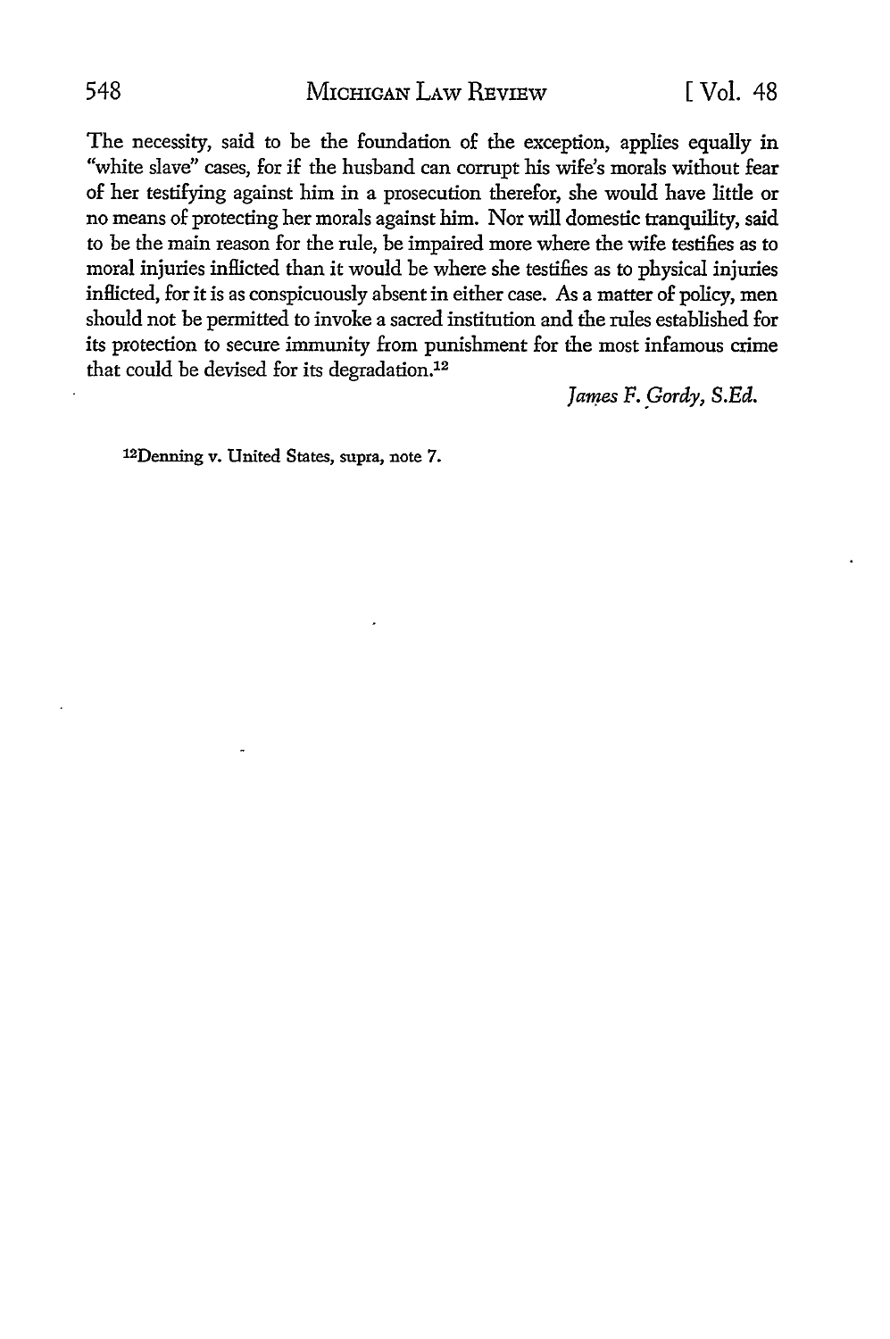The necessity, said to be the foundation of the exception, applies equally in "white slave" cases, for if the husband can corrupt his wife's morals without fear of her testifying against him in a prosecution therefor, she would have little or no means of protecting her morals against him. Nor will domestic tranquility, said to be the main reason for the rule, be impaired more where the wife testifies as to moral injuries inflicted than it would be where she testifies as to physical injuries inflicted, for it is as conspicuously absent in either case. As a matter of policy, men should not be permitted to invoke a sacred institution and the rules established for its protection to secure immunity from punishment for the most infamous crime that could be devised for its degradation.[12]

*James F. Gordy, S.Ed.*

[12] Denning v. United States, supra, note 7.